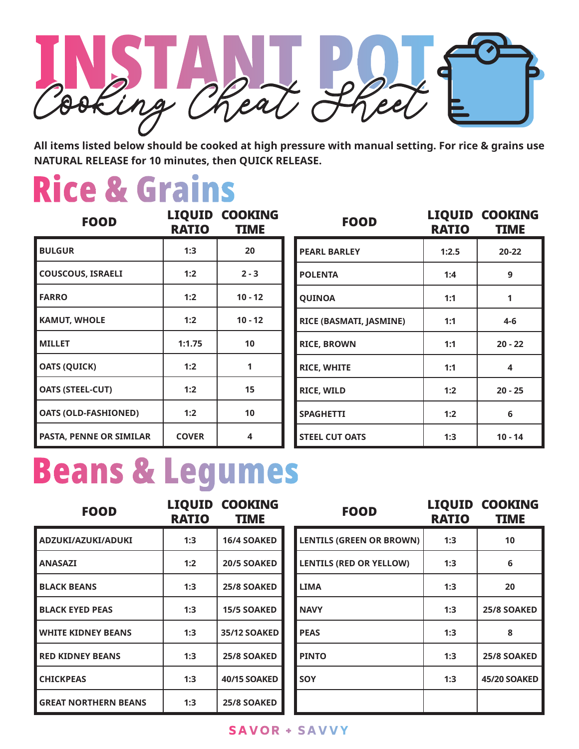# INSTANT POT Cooking Cheat Sheet

**All items listed below should be cooked at high pressure with manual setting. For rice & grains use NATURAL RELEASE for 10 minutes, then QUICK RELEASE.**

## Rice & Grains

| FOOD | LIQUID RATIO | COOKING TIME |
|---|---|---|
| BULGUR | 1:3 | 20 |
| COUSCOUS, ISRAELI | 1:2 | 2 - 3 |
| FARRO | 1:2 | 10 - 12 |
| KAMUT, WHOLE | 1:2 | 10 - 12 |
| MILLET | 1:1.75 | 10 |
| OATS (QUICK) | 1:2 | 1 |
| OATS (STEEL-CUT) | 1:2 | 15 |
| OATS (OLD-FASHIONED) | 1:2 | 10 |
| PASTA, PENNE OR SIMILAR | COVER | 4 |
| PEARL BARLEY | 1:2.5 | 20-22 |
| POLENTA | 1:4 | 9 |
| QUINOA | 1:1 | 1 |
| RICE (BASMATI, JASMINE) | 1:1 | 4-6 |
| RICE, BROWN | 1:1 | 20 - 22 |
| RICE, WHITE | 1:1 | 4 |
| RICE, WILD | 1:2 | 20 - 25 |
| SPAGHETTI | 1:2 | 6 |
| STEEL CUT OATS | 1:3 | 10 - 14 |

## Beans & Legumes

| FOOD | LIQUID RATIO | COOKING TIME |
|---|---|---|
| ADZUKI/AZUKI/ADUKI | 1:3 | 16/4 SOAKED |
| ANASAZI | 1:2 | 20/5 SOAKED |
| BLACK BEANS | 1:3 | 25/8 SOAKED |
| BLACK EYED PEAS | 1:3 | 15/5 SOAKED |
| WHITE KIDNEY BEANS | 1:3 | 35/12 SOAKED |
| RED KIDNEY BEANS | 1:3 | 25/8 SOAKED |
| CHICKPEAS | 1:3 | 40/15 SOAKED |
| GREAT NORTHERN BEANS | 1:3 | 25/8 SOAKED |
| LENTILS (GREEN OR BROWN) | 1:3 | 10 |
| LENTILS (RED OR YELLOW) | 1:3 | 6 |
| LIMA | 1:3 | 20 |
| NAVY | 1:3 | 25/8 SOAKED |
| PEAS | 1:3 | 8 |
| PINTO | 1:3 | 25/8 SOAKED |
| SOY | 1:3 | 45/20 SOAKED |

SAVOR + SAVVY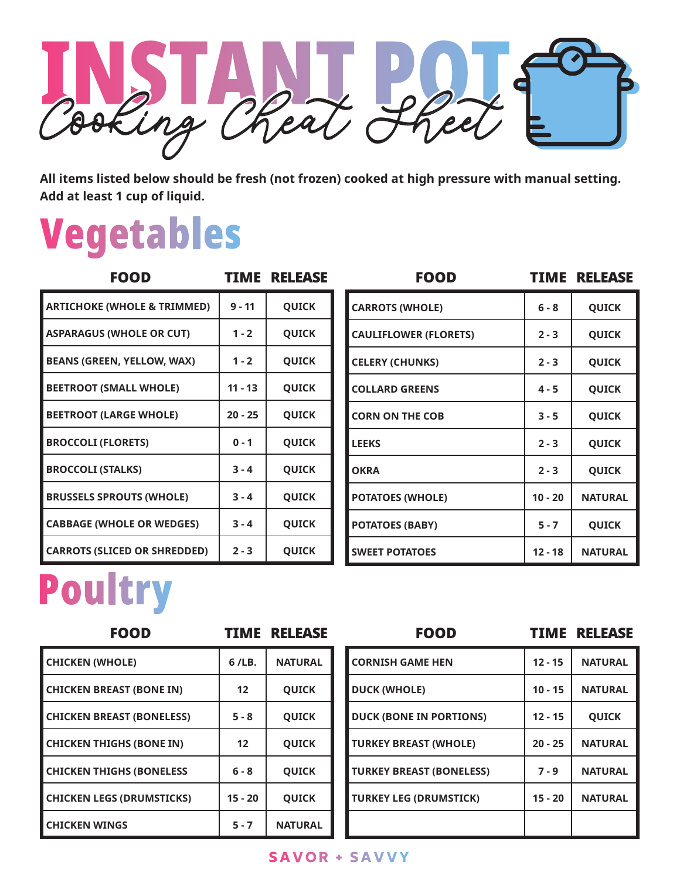# INSTANT POT *Cooking Cheat Sheet*

**All items listed below should be fresh (not frozen) cooked at high pressure with manual setting. Add at least 1 cup of liquid.**

## Vegetables

| FOOD | TIME | RELEASE |
|---|---|---|
| ARTICHOKE (WHOLE & TRIMMED) | 9 - 11 | QUICK |
| ASPARAGUS (WHOLE OR CUT) | 1 - 2 | QUICK |
| BEANS (GREEN, YELLOW, WAX) | 1 - 2 | QUICK |
| BEETROOT (SMALL WHOLE) | 11 - 13 | QUICK |
| BEETROOT (LARGE WHOLE) | 20 - 25 | QUICK |
| BROCCOLI (FLORETS) | 0 - 1 | QUICK |
| BROCCOLI (STALKS) | 3 - 4 | QUICK |
| BRUSSELS SPROUTS (WHOLE) | 3 - 4 | QUICK |
| CABBAGE (WHOLE OR WEDGES) | 3 - 4 | QUICK |
| CARROTS (SLICED OR SHREDDED) | 2 - 3 | QUICK |

| FOOD | TIME | RELEASE |
|---|---|---|
| CARROTS (WHOLE) | 6 - 8 | QUICK |
| CAULIFLOWER (FLORETS) | 2 - 3 | QUICK |
| CELERY (CHUNKS) | 2 - 3 | QUICK |
| COLLARD GREENS | 4 - 5 | QUICK |
| CORN ON THE COB | 3 - 5 | QUICK |
| LEEKS | 2 - 3 | QUICK |
| OKRA | 2 - 3 | QUICK |
| POTATOES (WHOLE) | 10 - 20 | NATURAL |
| POTATOES (BABY) | 5 - 7 | QUICK |
| SWEET POTATOES | 12 - 18 | NATURAL |

## Poultry

| FOOD | TIME | RELEASE |
|---|---|---|
| CHICKEN (WHOLE) | 6 /LB. | NATURAL |
| CHICKEN BREAST (BONE IN) | 12 | QUICK |
| CHICKEN BREAST (BONELESS) | 5 - 8 | QUICK |
| CHICKEN THIGHS (BONE IN) | 12 | QUICK |
| CHICKEN THIGHS (BONELESS | 6 - 8 | QUICK |
| CHICKEN LEGS (DRUMSTICKS) | 15 - 20 | QUICK |
| CHICKEN WINGS | 5 - 7 | NATURAL |

| FOOD | TIME | RELEASE |
|---|---|---|
| CORNISH GAME HEN | 12 - 15 | NATURAL |
| DUCK (WHOLE) | 10 - 15 | NATURAL |
| DUCK (BONE IN PORTIONS) | 12 - 15 | QUICK |
| TURKEY BREAST (WHOLE) | 20 - 25 | NATURAL |
| TURKEY BREAST (BONELESS) | 7 - 9 | NATURAL |
| TURKEY LEG (DRUMSTICK) | 15 - 20 | NATURAL |
| | | |

SAVOR + SAVVY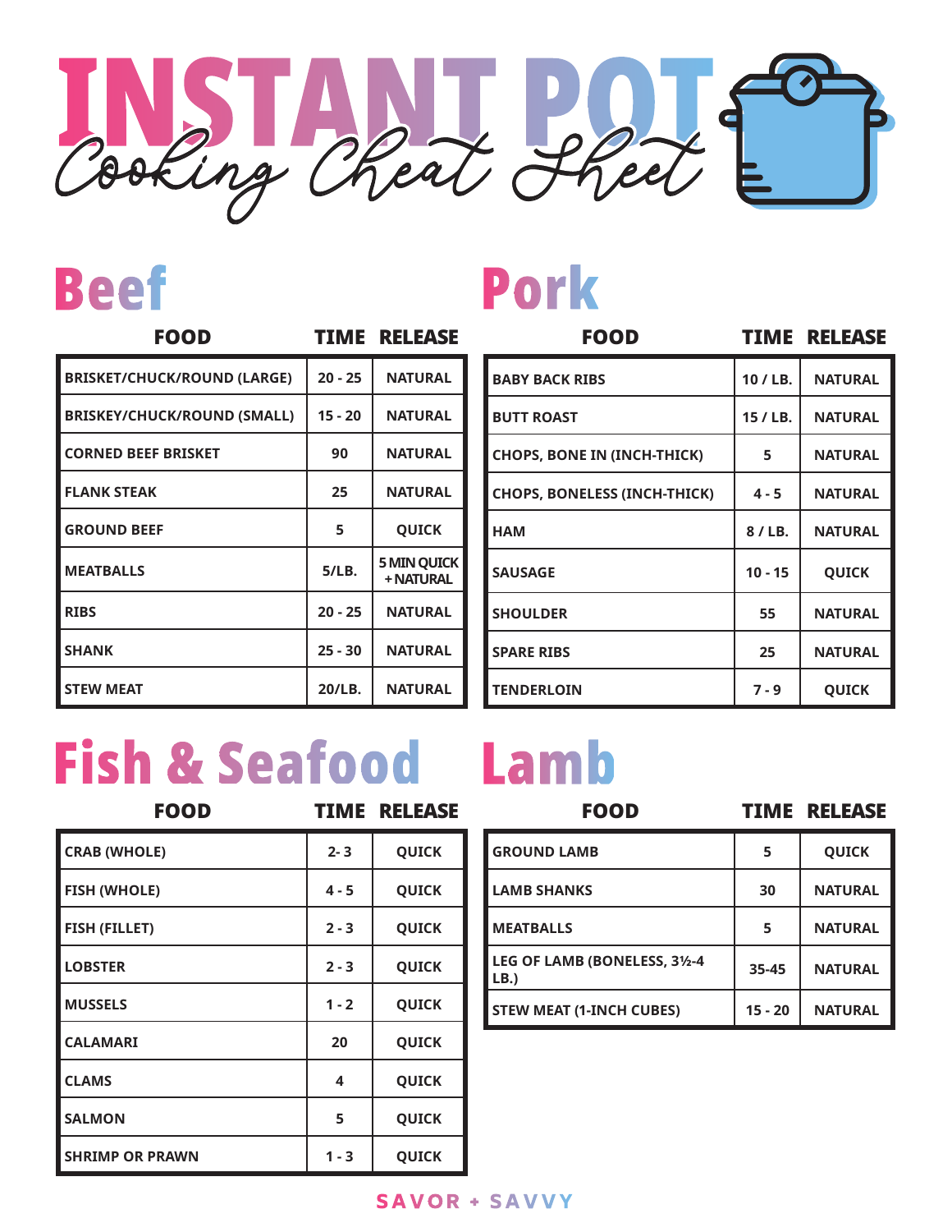# INSTANT POT

*Cooking Cheat Sheet*

## Beef

| FOOD | TIME | RELEASE |
|---|---|---|
| BRISKET/CHUCK/ROUND (LARGE) | 20 - 25 | NATURAL |
| BRISKEY/CHUCK/ROUND (SMALL) | 15 - 20 | NATURAL |
| CORNED BEEF BRISKET | 90 | NATURAL |
| FLANK STEAK | 25 | NATURAL |
| GROUND BEEF | 5 | QUICK |
| MEATBALLS | 5/LB. | 5 MIN QUICK + NATURAL |
| RIBS | 20 - 25 | NATURAL |
| SHANK | 25 - 30 | NATURAL |
| STEW MEAT | 20/LB. | NATURAL |

## Pork

| FOOD | TIME | RELEASE |
|---|---|---|
| BABY BACK RIBS | 10 / LB. | NATURAL |
| BUTT ROAST | 15 / LB. | NATURAL |
| CHOPS, BONE IN (INCH-THICK) | 5 | NATURAL |
| CHOPS, BONELESS (INCH-THICK) | 4 - 5 | NATURAL |
| HAM | 8 / LB. | NATURAL |
| SAUSAGE | 10 - 15 | QUICK |
| SHOULDER | 55 | NATURAL |
| SPARE RIBS | 25 | NATURAL |
| TENDERLOIN | 7 - 9 | QUICK |

## Fish & Seafood

| FOOD | TIME | RELEASE |
|---|---|---|
| CRAB (WHOLE) | 2- 3 | QUICK |
| FISH (WHOLE) | 4 - 5 | QUICK |
| FISH (FILLET) | 2 - 3 | QUICK |
| LOBSTER | 2 - 3 | QUICK |
| MUSSELS | 1 - 2 | QUICK |
| CALAMARI | 20 | QUICK |
| CLAMS | 4 | QUICK |
| SALMON | 5 | QUICK |
| SHRIMP OR PRAWN | 1 - 3 | QUICK |

## Lamb

| FOOD | TIME | RELEASE |
|---|---|---|
| GROUND LAMB | 5 | QUICK |
| LAMB SHANKS | 30 | NATURAL |
| MEATBALLS | 5 | NATURAL |
| LEG OF LAMB (BONELESS, 3½-4 LB.) | 35-45 | NATURAL |
| STEW MEAT (1-INCH CUBES) | 15 - 20 | NATURAL |

SAVOR + SAVVY